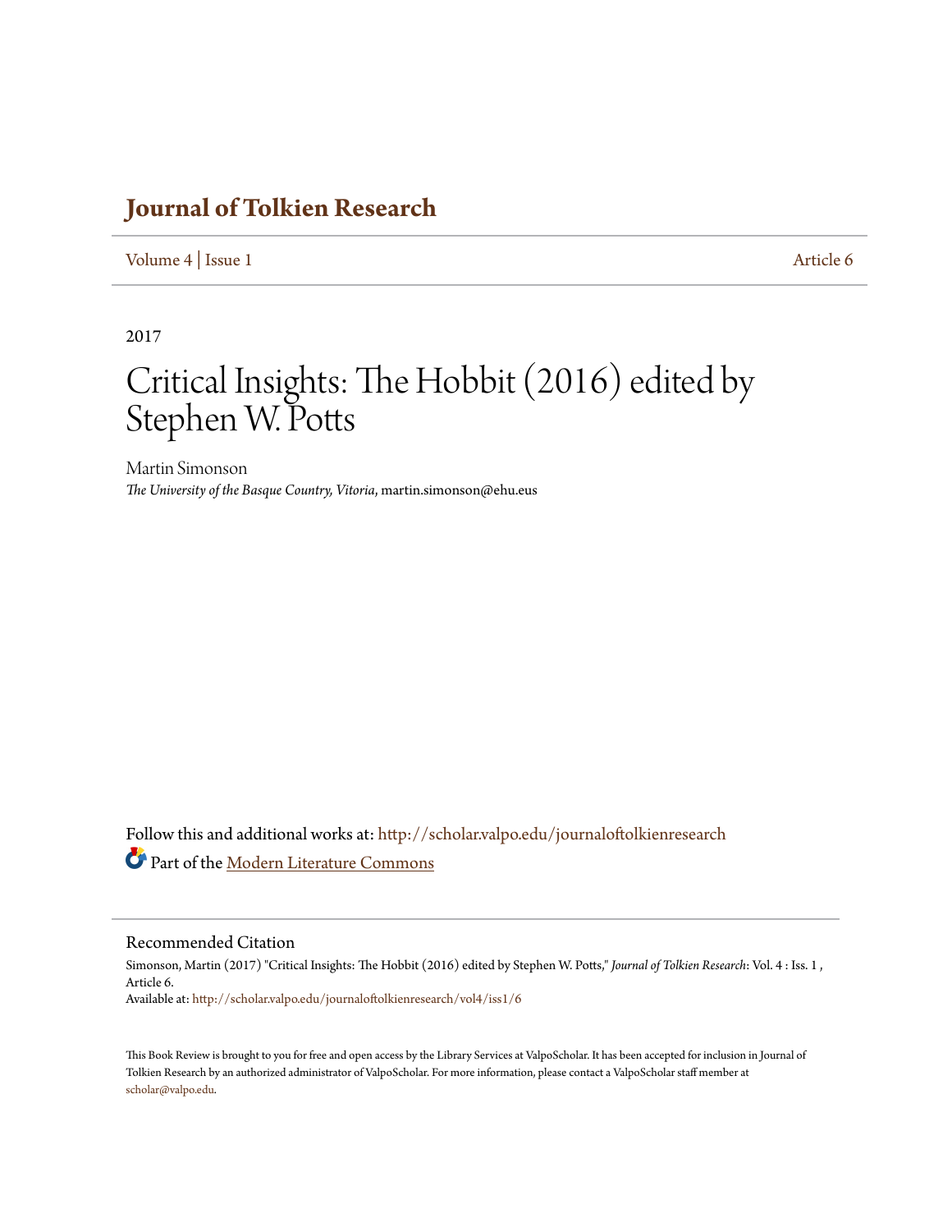# Journal of Tolkien Research

Volume 4 | Issue 1 Article 6

2017

# Critical Insights: The Hobbit (2016) edited by Stephen W. Potts

Martin Simonson
*The University of the Basque Country, Vitoria*, martin.simonson@ehu.eus

Follow this and additional works at: http://scholar.valpo.edu/journaloftolkienresearch

Part of the Modern Literature Commons

## Recommended Citation

Simonson, Martin (2017) "Critical Insights: The Hobbit (2016) edited by Stephen W. Potts," *Journal of Tolkien Research*: Vol. 4 : Iss. 1 , Article 6.
Available at: http://scholar.valpo.edu/journaloftolkienresearch/vol4/iss1/6

This Book Review is brought to you for free and open access by the Library Services at ValpoScholar. It has been accepted for inclusion in Journal of Tolkien Research by an authorized administrator of ValpoScholar. For more information, please contact a ValpoScholar staff member at scholar@valpo.edu.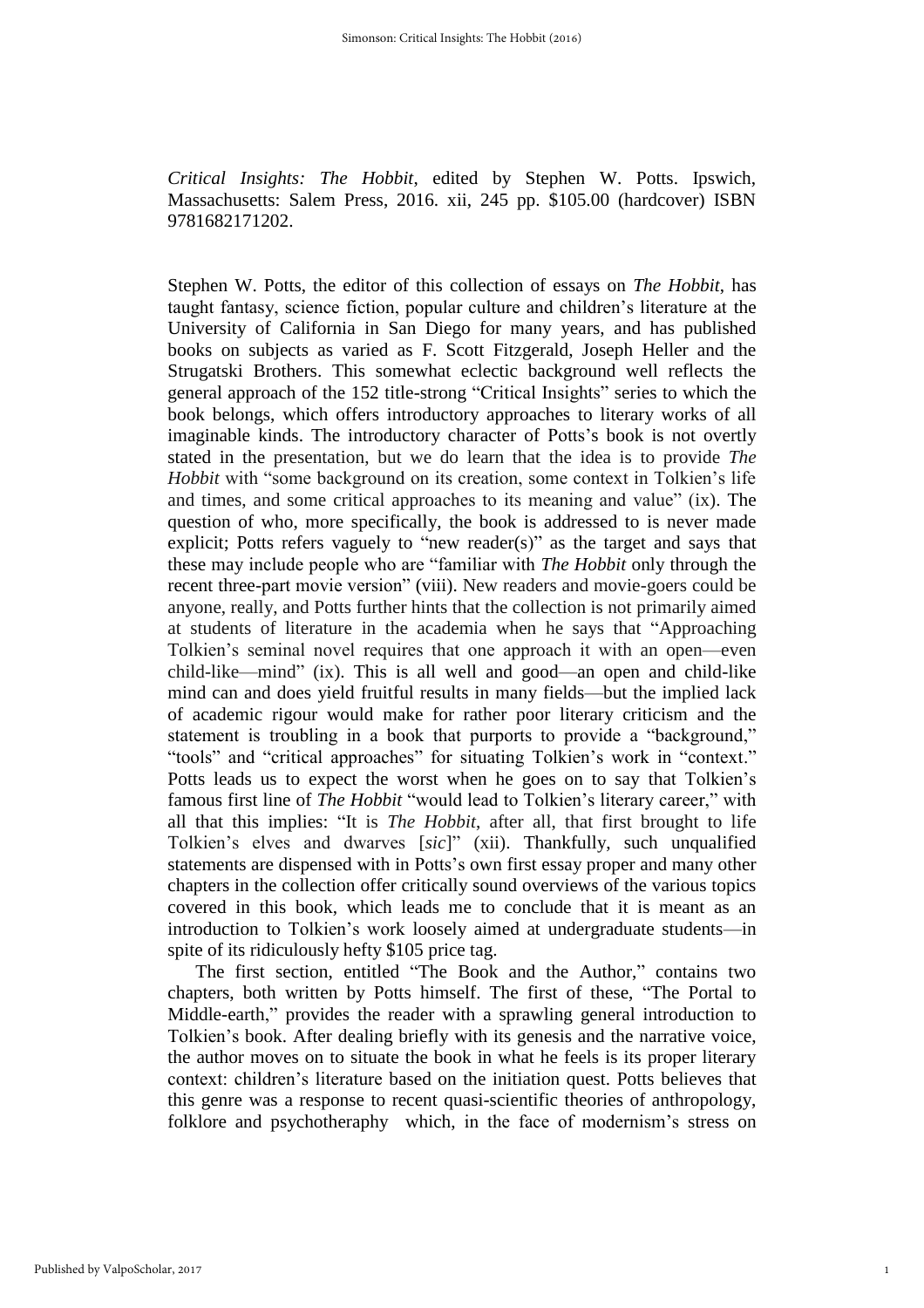*Critical Insights: The Hobbit*, edited by Stephen W. Potts. Ipswich, Massachusetts: Salem Press, 2016. xii, 245 pp. $105.00 (hardcover) ISBN 9781682171202.

Stephen W. Potts, the editor of this collection of essays on *The Hobbit*, has taught fantasy, science fiction, popular culture and children's literature at the University of California in San Diego for many years, and has published books on subjects as varied as F. Scott Fitzgerald, Joseph Heller and the Strugatski Brothers. This somewhat eclectic background well reflects the general approach of the 152 title-strong "Critical Insights" series to which the book belongs, which offers introductory approaches to literary works of all imaginable kinds. The introductory character of Potts's book is not overtly stated in the presentation, but we do learn that the idea is to provide *The Hobbit* with "some background on its creation, some context in Tolkien's life and times, and some critical approaches to its meaning and value" (ix). The question of who, more specifically, the book is addressed to is never made explicit; Potts refers vaguely to "new reader(s)" as the target and says that these may include people who are "familiar with *The Hobbit* only through the recent three-part movie version" (viii). New readers and movie-goers could be anyone, really, and Potts further hints that the collection is not primarily aimed at students of literature in the academia when he says that "Approaching Tolkien's seminal novel requires that one approach it with an open—even child-like—mind" (ix). This is all well and good—an open and child-like mind can and does yield fruitful results in many fields—but the implied lack of academic rigour would make for rather poor literary criticism and the statement is troubling in a book that purports to provide a "background," "tools" and "critical approaches" for situating Tolkien's work in "context." Potts leads us to expect the worst when he goes on to say that Tolkien's famous first line of *The Hobbit* "would lead to Tolkien's literary career," with all that this implies: "It is *The Hobbit*, after all, that first brought to life Tolkien's elves and dwarves [*sic*]" (xii). Thankfully, such unqualified statements are dispensed with in Potts's own first essay proper and many other chapters in the collection offer critically sound overviews of the various topics covered in this book, which leads me to conclude that it is meant as an introduction to Tolkien's work loosely aimed at undergraduate students—in spite of its ridiculously hefty $105 price tag.

The first section, entitled "The Book and the Author," contains two chapters, both written by Potts himself. The first of these, "The Portal to Middle-earth," provides the reader with a sprawling general introduction to Tolkien's book. After dealing briefly with its genesis and the narrative voice, the author moves on to situate the book in what he feels is its proper literary context: children's literature based on the initiation quest. Potts believes that this genre was a response to recent quasi-scientific theories of anthropology, folklore and psychotheraphy which, in the face of modernism's stress on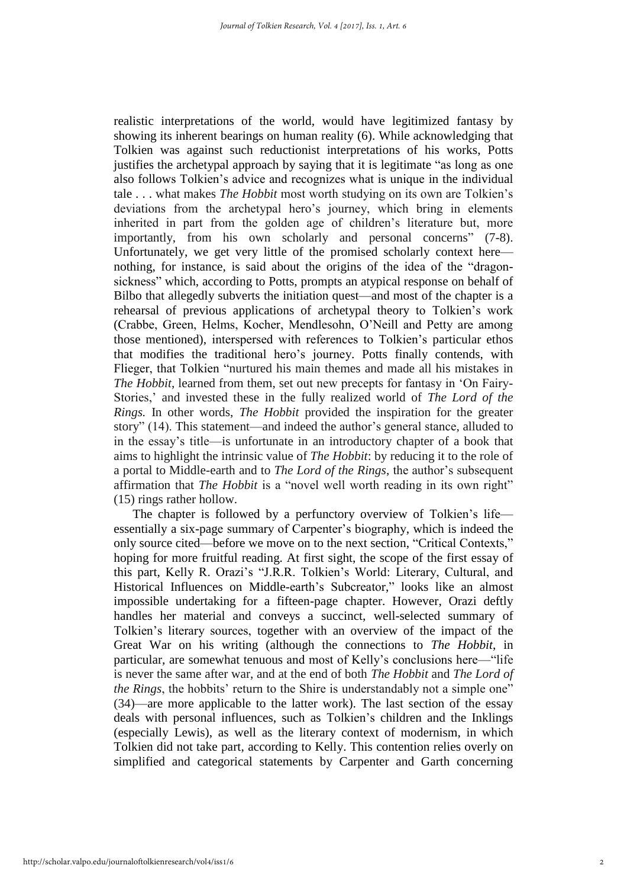realistic interpretations of the world, would have legitimized fantasy by showing its inherent bearings on human reality (6). While acknowledging that Tolkien was against such reductionist interpretations of his works, Potts justifies the archetypal approach by saying that it is legitimate "as long as one also follows Tolkien's advice and recognizes what is unique in the individual tale . . . what makes *The Hobbit* most worth studying on its own are Tolkien's deviations from the archetypal hero's journey, which bring in elements inherited in part from the golden age of children's literature but, more importantly, from his own scholarly and personal concerns" (7-8). Unfortunately, we get very little of the promised scholarly context here—nothing, for instance, is said about the origins of the idea of the "dragon-sickness" which, according to Potts, prompts an atypical response on behalf of Bilbo that allegedly subverts the initiation quest—and most of the chapter is a rehearsal of previous applications of archetypal theory to Tolkien's work (Crabbe, Green, Helms, Kocher, Mendlesohn, O'Neill and Petty are among those mentioned), interspersed with references to Tolkien's particular ethos that modifies the traditional hero's journey. Potts finally contends, with Flieger, that Tolkien "nurtured his main themes and made all his mistakes in *The Hobbit*, learned from them, set out new precepts for fantasy in 'On Fairy-Stories,' and invested these in the fully realized world of *The Lord of the Rings.* In other words, *The Hobbit* provided the inspiration for the greater story" (14). This statement—and indeed the author's general stance, alluded to in the essay's title—is unfortunate in an introductory chapter of a book that aims to highlight the intrinsic value of *The Hobbit*: by reducing it to the role of a portal to Middle-earth and to *The Lord of the Rings*, the author's subsequent affirmation that *The Hobbit* is a "novel well worth reading in its own right" (15) rings rather hollow.

The chapter is followed by a perfunctory overview of Tolkien's life—essentially a six-page summary of Carpenter's biography, which is indeed the only source cited—before we move on to the next section, "Critical Contexts," hoping for more fruitful reading. At first sight, the scope of the first essay of this part, Kelly R. Orazi's "J.R.R. Tolkien's World: Literary, Cultural, and Historical Influences on Middle-earth's Subcreator," looks like an almost impossible undertaking for a fifteen-page chapter. However, Orazi deftly handles her material and conveys a succinct, well-selected summary of Tolkien's literary sources, together with an overview of the impact of the Great War on his writing (although the connections to *The Hobbit*, in particular, are somewhat tenuous and most of Kelly's conclusions here—"life is never the same after war, and at the end of both *The Hobbit* and *The Lord of the Rings*, the hobbits' return to the Shire is understandably not a simple one" (34)—are more applicable to the latter work). The last section of the essay deals with personal influences, such as Tolkien's children and the Inklings (especially Lewis), as well as the literary context of modernism, in which Tolkien did not take part, according to Kelly. This contention relies overly on simplified and categorical statements by Carpenter and Garth concerning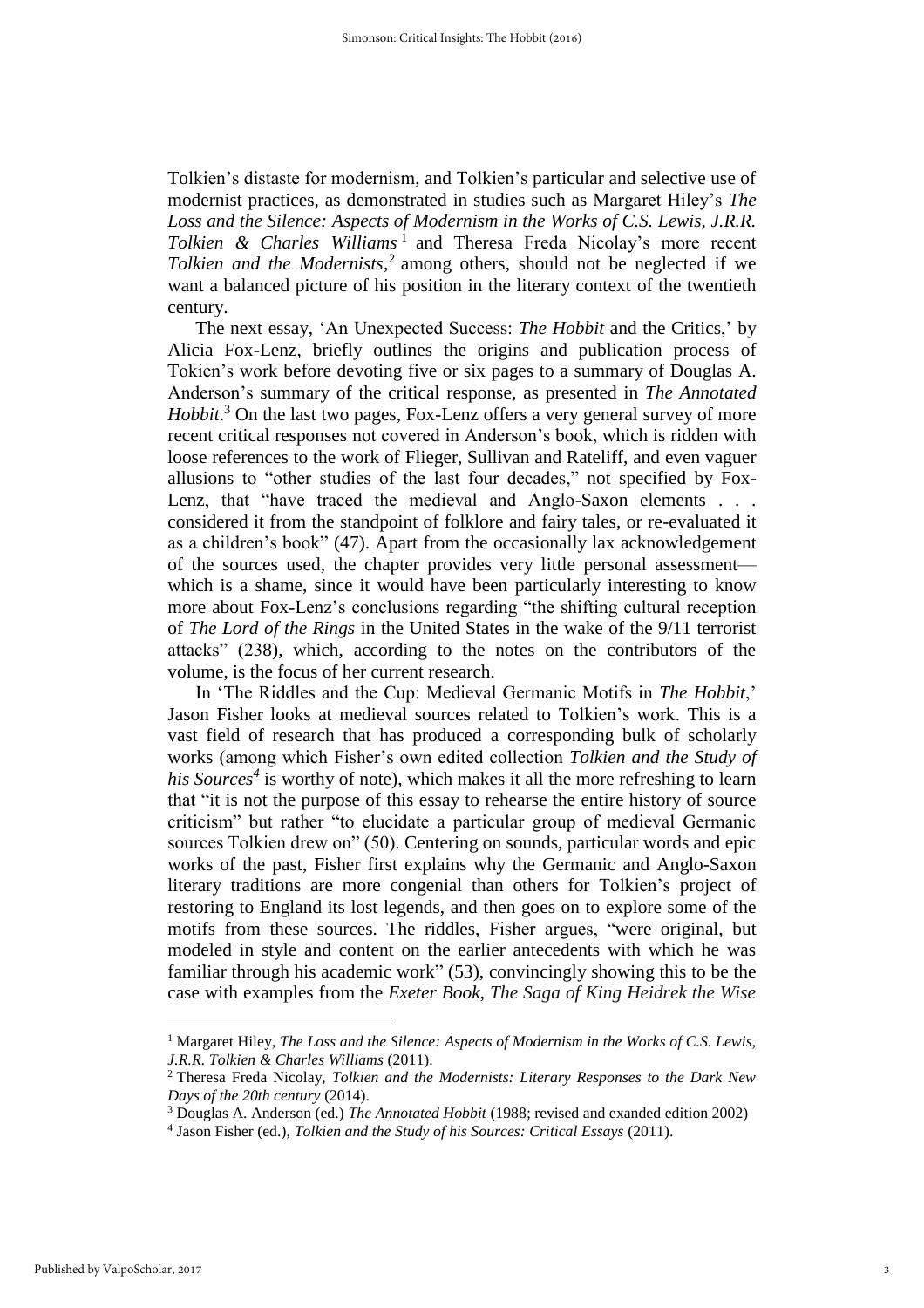Tolkien's distaste for modernism, and Tolkien's particular and selective use of modernist practices, as demonstrated in studies such as Margaret Hiley's *The Loss and the Silence: Aspects of Modernism in the Works of C.S. Lewis, J.R.R. Tolkien & Charles Williams*[1] and Theresa Freda Nicolay's more recent *Tolkien and the Modernists*,[2] among others, should not be neglected if we want a balanced picture of his position in the literary context of the twentieth century.

The next essay, 'An Unexpected Success: *The Hobbit* and the Critics,' by Alicia Fox-Lenz, briefly outlines the origins and publication process of Tokien's work before devoting five or six pages to a summary of Douglas A. Anderson's summary of the critical response, as presented in *The Annotated Hobbit*.[3] On the last two pages, Fox-Lenz offers a very general survey of more recent critical responses not covered in Anderson's book, which is ridden with loose references to the work of Flieger, Sullivan and Rateliff, and even vaguer allusions to "other studies of the last four decades," not specified by Fox-Lenz, that "have traced the medieval and Anglo-Saxon elements . . . considered it from the standpoint of folklore and fairy tales, or re-evaluated it as a children's book" (47). Apart from the occasionally lax acknowledgement of the sources used, the chapter provides very little personal assessment—which is a shame, since it would have been particularly interesting to know more about Fox-Lenz's conclusions regarding "the shifting cultural reception of *The Lord of the Rings* in the United States in the wake of the 9/11 terrorist attacks" (238), which, according to the notes on the contributors of the volume, is the focus of her current research.

In 'The Riddles and the Cup: Medieval Germanic Motifs in *The Hobbit*,' Jason Fisher looks at medieval sources related to Tolkien's work. This is a vast field of research that has produced a corresponding bulk of scholarly works (among which Fisher's own edited collection *Tolkien and the Study of his Sources*[4] is worthy of note), which makes it all the more refreshing to learn that "it is not the purpose of this essay to rehearse the entire history of source criticism" but rather "to elucidate a particular group of medieval Germanic sources Tolkien drew on" (50). Centering on sounds, particular words and epic works of the past, Fisher first explains why the Germanic and Anglo-Saxon literary traditions are more congenial than others for Tolkien's project of restoring to England its lost legends, and then goes on to explore some of the motifs from these sources. The riddles, Fisher argues, "were original, but modeled in style and content on the earlier antecedents with which he was familiar through his academic work" (53), convincingly showing this to be the case with examples from the *Exeter Book*, *The Saga of King Heidrek the Wise*

---

[1] Margaret Hiley, *The Loss and the Silence: Aspects of Modernism in the Works of C.S. Lewis, J.R.R. Tolkien & Charles Williams* (2011).

[2] Theresa Freda Nicolay, *Tolkien and the Modernists: Literary Responses to the Dark New Days of the 20th century* (2014).

[3] Douglas A. Anderson (ed.) *The Annotated Hobbit* (1988; revised and exanded edition 2002)

[4] Jason Fisher (ed.), *Tolkien and the Study of his Sources: Critical Essays* (2011).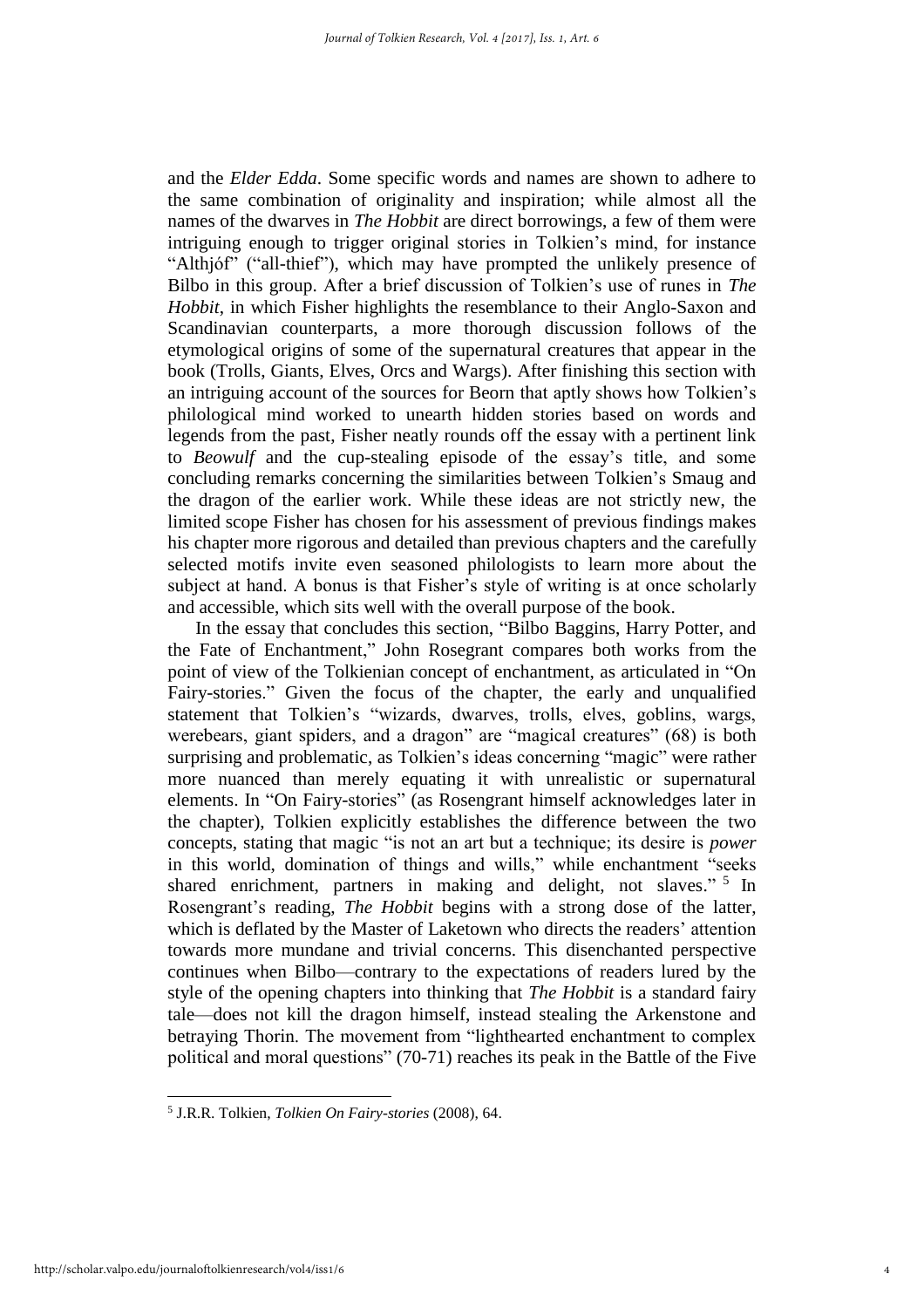and the *Elder Edda*. Some specific words and names are shown to adhere to the same combination of originality and inspiration; while almost all the names of the dwarves in *The Hobbit* are direct borrowings, a few of them were intriguing enough to trigger original stories in Tolkien's mind, for instance "Althjóf" ("all-thief"), which may have prompted the unlikely presence of Bilbo in this group. After a brief discussion of Tolkien's use of runes in *The Hobbit*, in which Fisher highlights the resemblance to their Anglo-Saxon and Scandinavian counterparts, a more thorough discussion follows of the etymological origins of some of the supernatural creatures that appear in the book (Trolls, Giants, Elves, Orcs and Wargs). After finishing this section with an intriguing account of the sources for Beorn that aptly shows how Tolkien's philological mind worked to unearth hidden stories based on words and legends from the past, Fisher neatly rounds off the essay with a pertinent link to *Beowulf* and the cup-stealing episode of the essay's title, and some concluding remarks concerning the similarities between Tolkien's Smaug and the dragon of the earlier work. While these ideas are not strictly new, the limited scope Fisher has chosen for his assessment of previous findings makes his chapter more rigorous and detailed than previous chapters and the carefully selected motifs invite even seasoned philologists to learn more about the subject at hand. A bonus is that Fisher's style of writing is at once scholarly and accessible, which sits well with the overall purpose of the book.

In the essay that concludes this section, "Bilbo Baggins, Harry Potter, and the Fate of Enchantment," John Rosegrant compares both works from the point of view of the Tolkienian concept of enchantment, as articulated in "On Fairy-stories." Given the focus of the chapter, the early and unqualified statement that Tolkien's "wizards, dwarves, trolls, elves, goblins, wargs, werebears, giant spiders, and a dragon" are "magical creatures" (68) is both surprising and problematic, as Tolkien's ideas concerning "magic" were rather more nuanced than merely equating it with unrealistic or supernatural elements. In "On Fairy-stories" (as Rosengrant himself acknowledges later in the chapter), Tolkien explicitly establishes the difference between the two concepts, stating that magic "is not an art but a technique; its desire is *power* in this world, domination of things and wills," while enchantment "seeks shared enrichment, partners in making and delight, not slaves." [5] In Rosengrant's reading, *The Hobbit* begins with a strong dose of the latter, which is deflated by the Master of Laketown who directs the readers' attention towards more mundane and trivial concerns. This disenchanted perspective continues when Bilbo—contrary to the expectations of readers lured by the style of the opening chapters into thinking that *The Hobbit* is a standard fairy tale—does not kill the dragon himself, instead stealing the Arkenstone and betraying Thorin. The movement from "lighthearted enchantment to complex political and moral questions" (70-71) reaches its peak in the Battle of the Five

[5] J.R.R. Tolkien, *Tolkien On Fairy-stories* (2008), 64.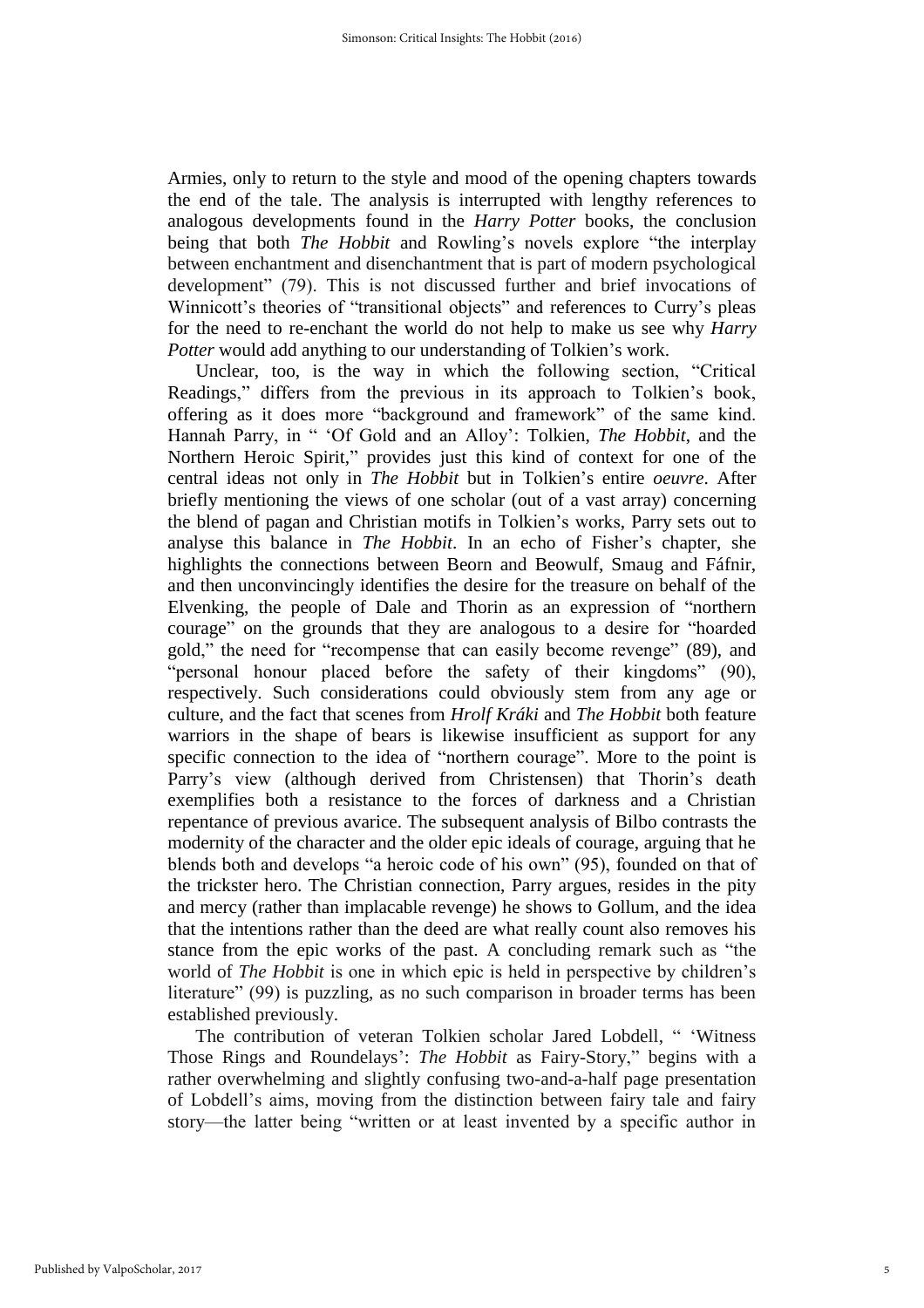Armies, only to return to the style and mood of the opening chapters towards the end of the tale. The analysis is interrupted with lengthy references to analogous developments found in the *Harry Potter* books, the conclusion being that both *The Hobbit* and Rowling's novels explore "the interplay between enchantment and disenchantment that is part of modern psychological development" (79). This is not discussed further and brief invocations of Winnicott's theories of "transitional objects" and references to Curry's pleas for the need to re-enchant the world do not help to make us see why *Harry Potter* would add anything to our understanding of Tolkien's work.

Unclear, too, is the way in which the following section, "Critical Readings," differs from the previous in its approach to Tolkien's book, offering as it does more "background and framework" of the same kind. Hannah Parry, in " 'Of Gold and an Alloy': Tolkien, *The Hobbit*, and the Northern Heroic Spirit," provides just this kind of context for one of the central ideas not only in *The Hobbit* but in Tolkien's entire *oeuvre*. After briefly mentioning the views of one scholar (out of a vast array) concerning the blend of pagan and Christian motifs in Tolkien's works, Parry sets out to analyse this balance in *The Hobbit*. In an echo of Fisher's chapter, she highlights the connections between Beorn and Beowulf, Smaug and Fáfnir, and then unconvincingly identifies the desire for the treasure on behalf of the Elvenking, the people of Dale and Thorin as an expression of "northern courage" on the grounds that they are analogous to a desire for "hoarded gold," the need for "recompense that can easily become revenge" (89), and "personal honour placed before the safety of their kingdoms" (90), respectively. Such considerations could obviously stem from any age or culture, and the fact that scenes from *Hrolf Kráki* and *The Hobbit* both feature warriors in the shape of bears is likewise insufficient as support for any specific connection to the idea of "northern courage". More to the point is Parry's view (although derived from Christensen) that Thorin's death exemplifies both a resistance to the forces of darkness and a Christian repentance of previous avarice. The subsequent analysis of Bilbo contrasts the modernity of the character and the older epic ideals of courage, arguing that he blends both and develops "a heroic code of his own" (95), founded on that of the trickster hero. The Christian connection, Parry argues, resides in the pity and mercy (rather than implacable revenge) he shows to Gollum, and the idea that the intentions rather than the deed are what really count also removes his stance from the epic works of the past. A concluding remark such as "the world of *The Hobbit* is one in which epic is held in perspective by children's literature" (99) is puzzling, as no such comparison in broader terms has been established previously.

The contribution of veteran Tolkien scholar Jared Lobdell, " 'Witness Those Rings and Roundelays': *The Hobbit* as Fairy-Story," begins with a rather overwhelming and slightly confusing two-and-a-half page presentation of Lobdell's aims, moving from the distinction between fairy tale and fairy story—the latter being "written or at least invented by a specific author in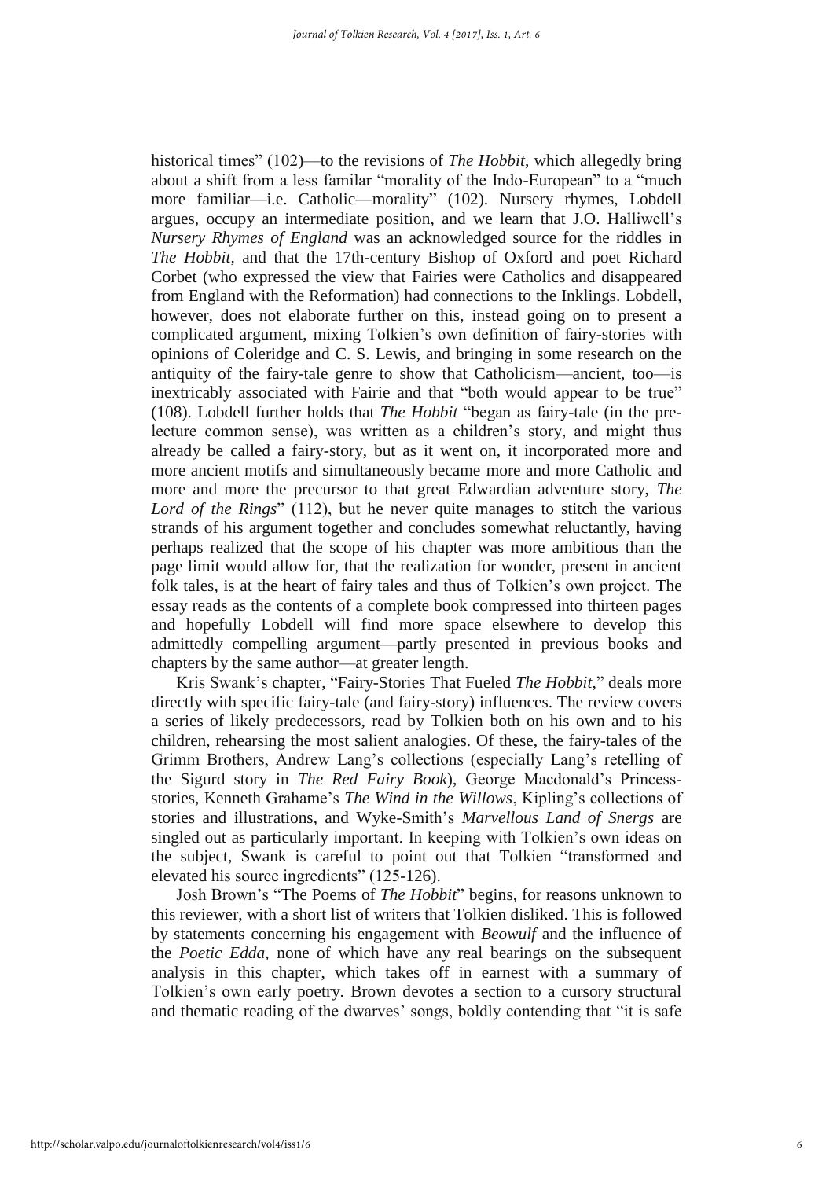historical times" (102)—to the revisions of *The Hobbit*, which allegedly bring about a shift from a less familar "morality of the Indo-European" to a "much more familiar—i.e. Catholic—morality" (102). Nursery rhymes, Lobdell argues, occupy an intermediate position, and we learn that J.O. Halliwell's *Nursery Rhymes of England* was an acknowledged source for the riddles in *The Hobbit*, and that the 17th-century Bishop of Oxford and poet Richard Corbet (who expressed the view that Fairies were Catholics and disappeared from England with the Reformation) had connections to the Inklings. Lobdell, however, does not elaborate further on this, instead going on to present a complicated argument, mixing Tolkien's own definition of fairy-stories with opinions of Coleridge and C. S. Lewis, and bringing in some research on the antiquity of the fairy-tale genre to show that Catholicism—ancient, too—is inextricably associated with Fairie and that "both would appear to be true" (108). Lobdell further holds that *The Hobbit* "began as fairy-tale (in the pre-lecture common sense), was written as a children's story, and might thus already be called a fairy-story, but as it went on, it incorporated more and more ancient motifs and simultaneously became more and more Catholic and more and more the precursor to that great Edwardian adventure story, *The Lord of the Rings*" (112), but he never quite manages to stitch the various strands of his argument together and concludes somewhat reluctantly, having perhaps realized that the scope of his chapter was more ambitious than the page limit would allow for, that the realization for wonder, present in ancient folk tales, is at the heart of fairy tales and thus of Tolkien's own project. The essay reads as the contents of a complete book compressed into thirteen pages and hopefully Lobdell will find more space elsewhere to develop this admittedly compelling argument—partly presented in previous books and chapters by the same author—at greater length.

Kris Swank's chapter, "Fairy-Stories That Fueled *The Hobbit*," deals more directly with specific fairy-tale (and fairy-story) influences. The review covers a series of likely predecessors, read by Tolkien both on his own and to his children, rehearsing the most salient analogies. Of these, the fairy-tales of the Grimm Brothers, Andrew Lang's collections (especially Lang's retelling of the Sigurd story in *The Red Fairy Book*), George Macdonald's Princess-stories, Kenneth Grahame's *The Wind in the Willows*, Kipling's collections of stories and illustrations, and Wyke-Smith's *Marvellous Land of Snergs* are singled out as particularly important. In keeping with Tolkien's own ideas on the subject, Swank is careful to point out that Tolkien "transformed and elevated his source ingredients" (125-126).

Josh Brown's "The Poems of *The Hobbit*" begins, for reasons unknown to this reviewer, with a short list of writers that Tolkien disliked. This is followed by statements concerning his engagement with *Beowulf* and the influence of the *Poetic Edda*, none of which have any real bearings on the subsequent analysis in this chapter, which takes off in earnest with a summary of Tolkien's own early poetry. Brown devotes a section to a cursory structural and thematic reading of the dwarves' songs, boldly contending that "it is safe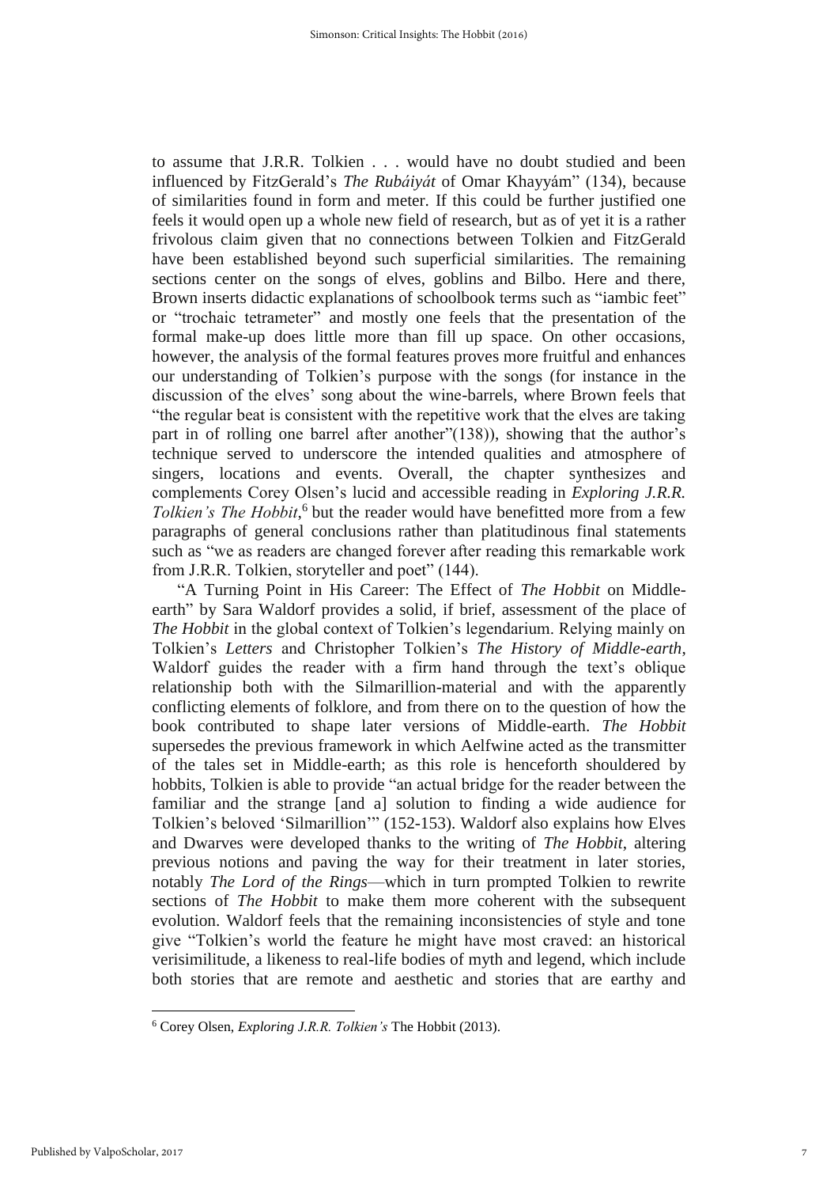to assume that J.R.R. Tolkien . . . would have no doubt studied and been influenced by FitzGerald's *The Rubáiyát* of Omar Khayyám" (134), because of similarities found in form and meter. If this could be further justified one feels it would open up a whole new field of research, but as of yet it is a rather frivolous claim given that no connections between Tolkien and FitzGerald have been established beyond such superficial similarities. The remaining sections center on the songs of elves, goblins and Bilbo. Here and there, Brown inserts didactic explanations of schoolbook terms such as "iambic feet" or "trochaic tetrameter" and mostly one feels that the presentation of the formal make-up does little more than fill up space. On other occasions, however, the analysis of the formal features proves more fruitful and enhances our understanding of Tolkien's purpose with the songs (for instance in the discussion of the elves' song about the wine-barrels, where Brown feels that "the regular beat is consistent with the repetitive work that the elves are taking part in of rolling one barrel after another"(138)), showing that the author's technique served to underscore the intended qualities and atmosphere of singers, locations and events. Overall, the chapter synthesizes and complements Corey Olsen's lucid and accessible reading in *Exploring J.R.R. Tolkien's The Hobbit*,[6] but the reader would have benefitted more from a few paragraphs of general conclusions rather than platitudinous final statements such as "we as readers are changed forever after reading this remarkable work from J.R.R. Tolkien, storyteller and poet" (144).

"A Turning Point in His Career: The Effect of *The Hobbit* on Middle-earth" by Sara Waldorf provides a solid, if brief, assessment of the place of *The Hobbit* in the global context of Tolkien's legendarium. Relying mainly on Tolkien's *Letters* and Christopher Tolkien's *The History of Middle-earth*, Waldorf guides the reader with a firm hand through the text's oblique relationship both with the Silmarillion-material and with the apparently conflicting elements of folklore, and from there on to the question of how the book contributed to shape later versions of Middle-earth. *The Hobbit* supersedes the previous framework in which Aelfwine acted as the transmitter of the tales set in Middle-earth; as this role is henceforth shouldered by hobbits, Tolkien is able to provide "an actual bridge for the reader between the familiar and the strange [and a] solution to finding a wide audience for Tolkien's beloved 'Silmarillion'" (152-153). Waldorf also explains how Elves and Dwarves were developed thanks to the writing of *The Hobbit*, altering previous notions and paving the way for their treatment in later stories, notably *The Lord of the Rings*—which in turn prompted Tolkien to rewrite sections of *The Hobbit* to make them more coherent with the subsequent evolution. Waldorf feels that the remaining inconsistencies of style and tone give "Tolkien's world the feature he might have most craved: an historical verisimilitude, a likeness to real-life bodies of myth and legend, which include both stories that are remote and aesthetic and stories that are earthy and

[6] Corey Olsen, *Exploring J.R.R. Tolkien's* The Hobbit (2013).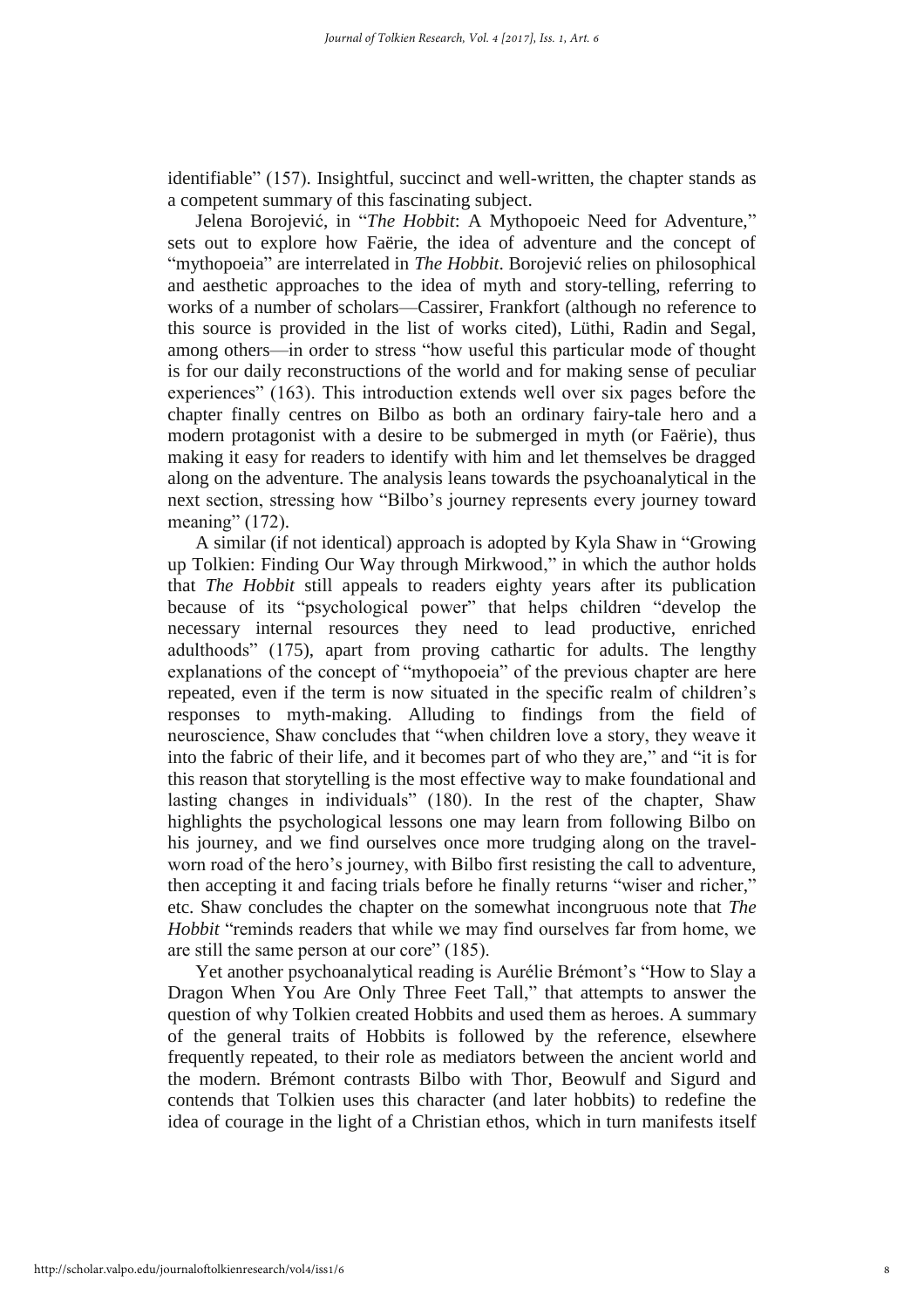identifiable" (157). Insightful, succinct and well-written, the chapter stands as a competent summary of this fascinating subject.

Jelena Borojević, in "*The Hobbit*: A Mythopoeic Need for Adventure," sets out to explore how Faërie, the idea of adventure and the concept of "mythopoeia" are interrelated in *The Hobbit*. Borojević relies on philosophical and aesthetic approaches to the idea of myth and story-telling, referring to works of a number of scholars—Cassirer, Frankfort (although no reference to this source is provided in the list of works cited), Lüthi, Radin and Segal, among others—in order to stress "how useful this particular mode of thought is for our daily reconstructions of the world and for making sense of peculiar experiences" (163). This introduction extends well over six pages before the chapter finally centres on Bilbo as both an ordinary fairy-tale hero and a modern protagonist with a desire to be submerged in myth (or Faërie), thus making it easy for readers to identify with him and let themselves be dragged along on the adventure. The analysis leans towards the psychoanalytical in the next section, stressing how "Bilbo's journey represents every journey toward meaning" (172).

A similar (if not identical) approach is adopted by Kyla Shaw in "Growing up Tolkien: Finding Our Way through Mirkwood," in which the author holds that *The Hobbit* still appeals to readers eighty years after its publication because of its "psychological power" that helps children "develop the necessary internal resources they need to lead productive, enriched adulthoods" (175), apart from proving cathartic for adults. The lengthy explanations of the concept of "mythopoeia" of the previous chapter are here repeated, even if the term is now situated in the specific realm of children's responses to myth-making. Alluding to findings from the field of neuroscience, Shaw concludes that "when children love a story, they weave it into the fabric of their life, and it becomes part of who they are," and "it is for this reason that storytelling is the most effective way to make foundational and lasting changes in individuals" (180). In the rest of the chapter, Shaw highlights the psychological lessons one may learn from following Bilbo on his journey, and we find ourselves once more trudging along on the travel-worn road of the hero's journey, with Bilbo first resisting the call to adventure, then accepting it and facing trials before he finally returns "wiser and richer," etc. Shaw concludes the chapter on the somewhat incongruous note that *The Hobbit* "reminds readers that while we may find ourselves far from home, we are still the same person at our core" (185).

Yet another psychoanalytical reading is Aurélie Brémont's "How to Slay a Dragon When You Are Only Three Feet Tall," that attempts to answer the question of why Tolkien created Hobbits and used them as heroes. A summary of the general traits of Hobbits is followed by the reference, elsewhere frequently repeated, to their role as mediators between the ancient world and the modern. Brémont contrasts Bilbo with Thor, Beowulf and Sigurd and contends that Tolkien uses this character (and later hobbits) to redefine the idea of courage in the light of a Christian ethos, which in turn manifests itself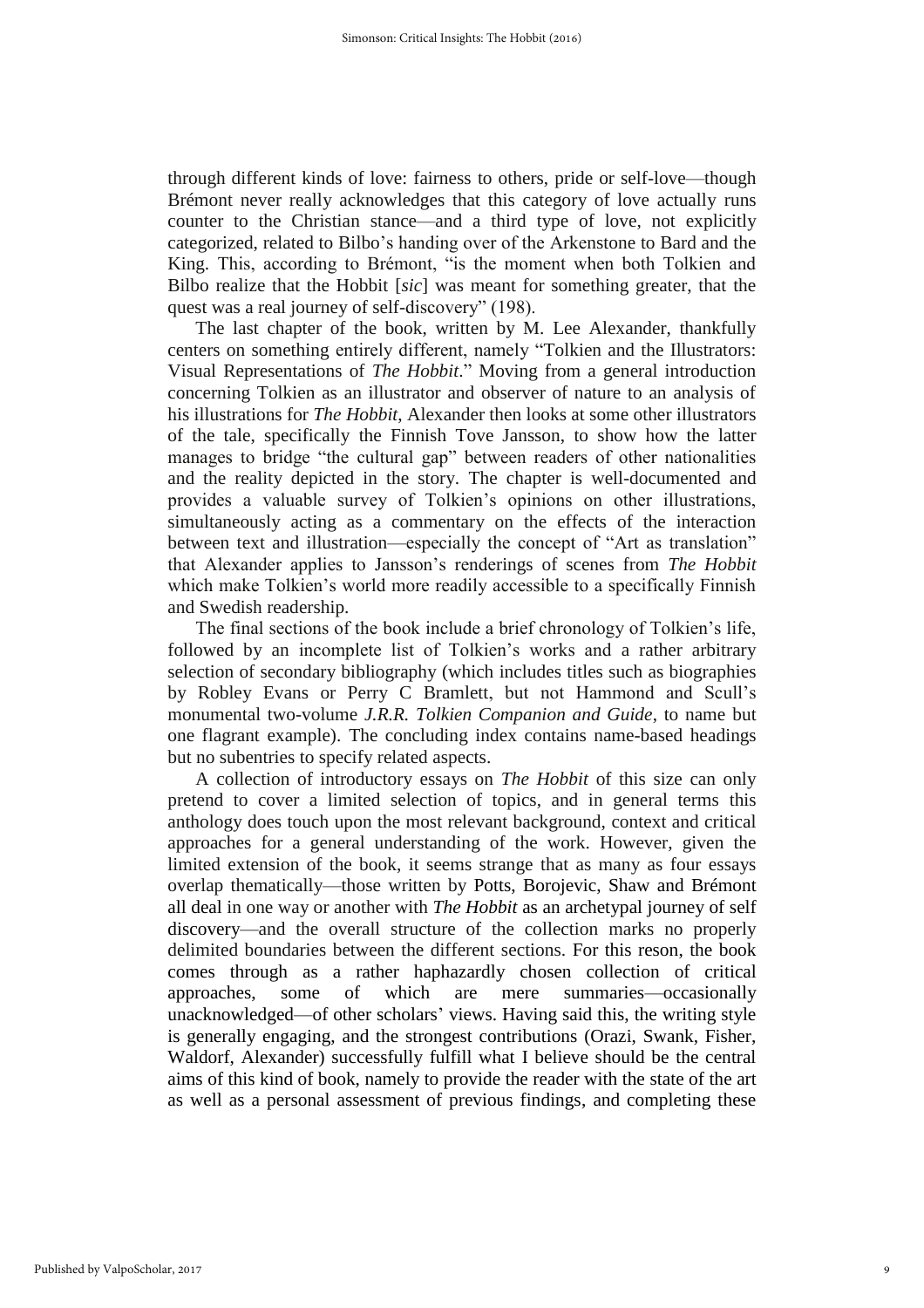through different kinds of love: fairness to others, pride or self-love—though Brémont never really acknowledges that this category of love actually runs counter to the Christian stance—and a third type of love, not explicitly categorized, related to Bilbo's handing over of the Arkenstone to Bard and the King. This, according to Brémont, "is the moment when both Tolkien and Bilbo realize that the Hobbit [*sic*] was meant for something greater, that the quest was a real journey of self-discovery" (198).

The last chapter of the book, written by M. Lee Alexander, thankfully centers on something entirely different, namely "Tolkien and the Illustrators: Visual Representations of *The Hobbit*." Moving from a general introduction concerning Tolkien as an illustrator and observer of nature to an analysis of his illustrations for *The Hobbit*, Alexander then looks at some other illustrators of the tale, specifically the Finnish Tove Jansson, to show how the latter manages to bridge "the cultural gap" between readers of other nationalities and the reality depicted in the story. The chapter is well-documented and provides a valuable survey of Tolkien's opinions on other illustrations, simultaneously acting as a commentary on the effects of the interaction between text and illustration—especially the concept of "Art as translation" that Alexander applies to Jansson's renderings of scenes from *The Hobbit* which make Tolkien's world more readily accessible to a specifically Finnish and Swedish readership.

The final sections of the book include a brief chronology of Tolkien's life, followed by an incomplete list of Tolkien's works and a rather arbitrary selection of secondary bibliography (which includes titles such as biographies by Robley Evans or Perry C Bramlett, but not Hammond and Scull's monumental two-volume *J.R.R. Tolkien Companion and Guide*, to name but one flagrant example). The concluding index contains name-based headings but no subentries to specify related aspects.

A collection of introductory essays on *The Hobbit* of this size can only pretend to cover a limited selection of topics, and in general terms this anthology does touch upon the most relevant background, context and critical approaches for a general understanding of the work. However, given the limited extension of the book, it seems strange that as many as four essays overlap thematically—those written by Potts, Borojevic, Shaw and Brémont all deal in one way or another with *The Hobbit* as an archetypal journey of self discovery—and the overall structure of the collection marks no properly delimited boundaries between the different sections. For this reson, the book comes through as a rather haphazardly chosen collection of critical approaches, some of which are mere summaries—occasionally unacknowledged—of other scholars' views. Having said this, the writing style is generally engaging, and the strongest contributions (Orazi, Swank, Fisher, Waldorf, Alexander) successfully fulfill what I believe should be the central aims of this kind of book, namely to provide the reader with the state of the art as well as a personal assessment of previous findings, and completing these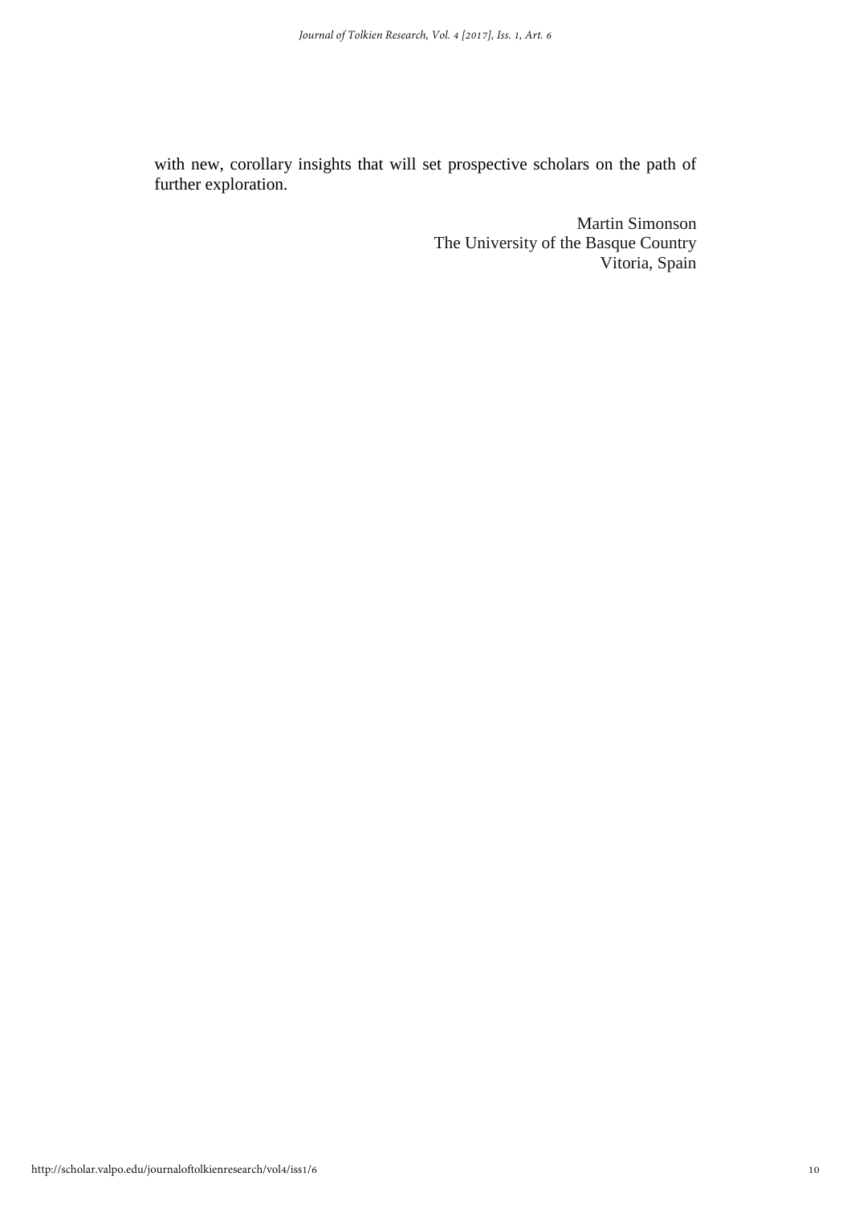with new, corollary insights that will set prospective scholars on the path of further exploration.

Martin Simonson
The University of the Basque Country
Vitoria, Spain